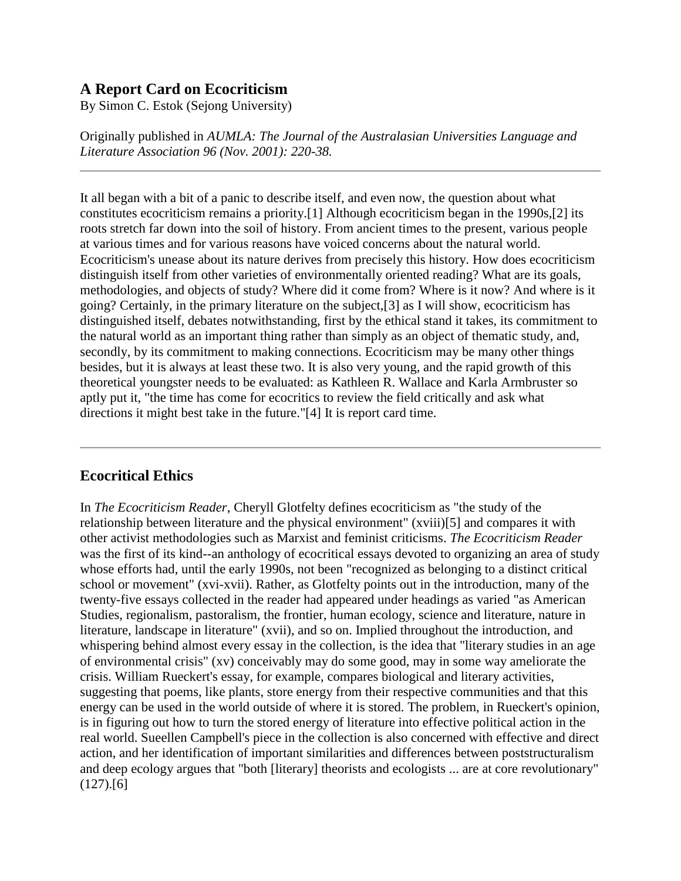# A Report Card on Ecocriticism

By Simon C. Estok (Sejong University)

Originally published in *AUMLA: The Journal of the Australasian Universities Language and Literature Association 96 (Nov. 2001): 220-38.*

---

It all began with a bit of a panic to describe itself, and even now, the question about what constitutes ecocriticism remains a priority.[1] Although ecocriticism began in the 1990s,[2] its roots stretch far down into the soil of history. From ancient times to the present, various people at various times and for various reasons have voiced concerns about the natural world. Ecocriticism's unease about its nature derives from precisely this history. How does ecocriticism distinguish itself from other varieties of environmentally oriented reading? What are its goals, methodologies, and objects of study? Where did it come from? Where is it now? And where is it going? Certainly, in the primary literature on the subject,[3] as I will show, ecocriticism has distinguished itself, debates notwithstanding, first by the ethical stand it takes, its commitment to the natural world as an important thing rather than simply as an object of thematic study, and, secondly, by its commitment to making connections. Ecocriticism may be many other things besides, but it is always at least these two. It is also very young, and the rapid growth of this theoretical youngster needs to be evaluated: as Kathleen R. Wallace and Karla Armbruster so aptly put it, "the time has come for ecocritics to review the field critically and ask what directions it might best take in the future."[4] It is report card time.

---

## Ecocritical Ethics

In *The Ecocriticism Reader*, Cheryll Glotfelty defines ecocriticism as "the study of the relationship between literature and the physical environment" (xviii)[5] and compares it with other activist methodologies such as Marxist and feminist criticisms. *The Ecocriticism Reader* was the first of its kind--an anthology of ecocritical essays devoted to organizing an area of study whose efforts had, until the early 1990s, not been "recognized as belonging to a distinct critical school or movement" (xvi-xvii). Rather, as Glotfelty points out in the introduction, many of the twenty-five essays collected in the reader had appeared under headings as varied "as American Studies, regionalism, pastoralism, the frontier, human ecology, science and literature, nature in literature, landscape in literature" (xvii), and so on. Implied throughout the introduction, and whispering behind almost every essay in the collection, is the idea that "literary studies in an age of environmental crisis" (xv) conceivably may do some good, may in some way ameliorate the crisis. William Rueckert's essay, for example, compares biological and literary activities, suggesting that poems, like plants, store energy from their respective communities and that this energy can be used in the world outside of where it is stored. The problem, in Rueckert's opinion, is in figuring out how to turn the stored energy of literature into effective political action in the real world. Sueellen Campbell's piece in the collection is also concerned with effective and direct action, and her identification of important similarities and differences between poststructuralism and deep ecology argues that "both [literary] theorists and ecologists ... are at core revolutionary" (127).[6]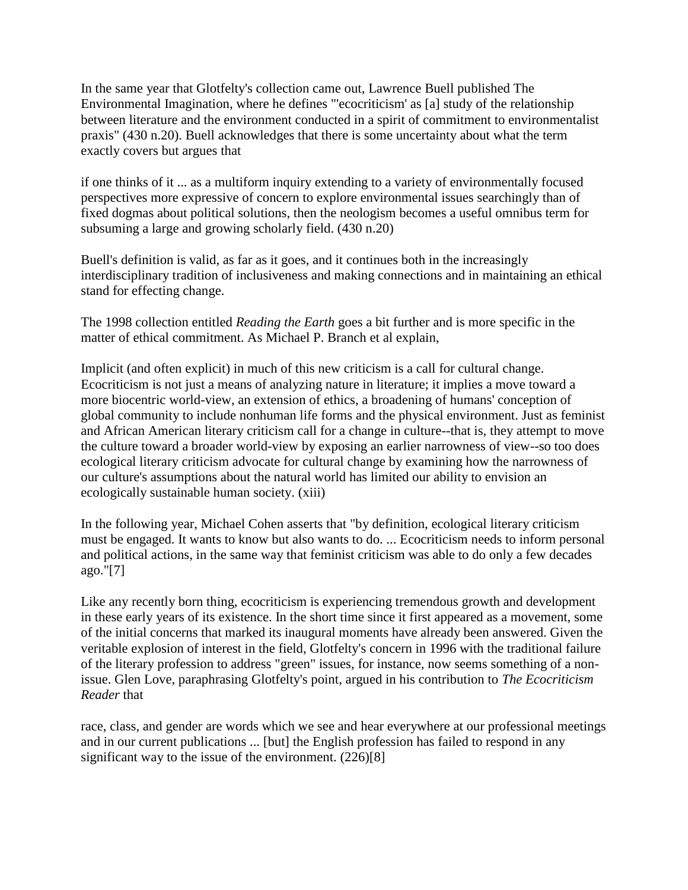In the same year that Glotfelty's collection came out, Lawrence Buell published The Environmental Imagination, where he defines "'ecocriticism' as [a] study of the relationship between literature and the environment conducted in a spirit of commitment to environmentalist praxis" (430 n.20). Buell acknowledges that there is some uncertainty about what the term exactly covers but argues that

if one thinks of it ... as a multiform inquiry extending to a variety of environmentally focused perspectives more expressive of concern to explore environmental issues searchingly than of fixed dogmas about political solutions, then the neologism becomes a useful omnibus term for subsuming a large and growing scholarly field. (430 n.20)

Buell's definition is valid, as far as it goes, and it continues both in the increasingly interdisciplinary tradition of inclusiveness and making connections and in maintaining an ethical stand for effecting change.

The 1998 collection entitled *Reading the Earth* goes a bit further and is more specific in the matter of ethical commitment. As Michael P. Branch et al explain,

Implicit (and often explicit) in much of this new criticism is a call for cultural change. Ecocriticism is not just a means of analyzing nature in literature; it implies a move toward a more biocentric world-view, an extension of ethics, a broadening of humans' conception of global community to include nonhuman life forms and the physical environment. Just as feminist and African American literary criticism call for a change in culture--that is, they attempt to move the culture toward a broader world-view by exposing an earlier narrowness of view--so too does ecological literary criticism advocate for cultural change by examining how the narrowness of our culture's assumptions about the natural world has limited our ability to envision an ecologically sustainable human society. (xiii)

In the following year, Michael Cohen asserts that "by definition, ecological literary criticism must be engaged. It wants to know but also wants to do. ... Ecocriticism needs to inform personal and political actions, in the same way that feminist criticism was able to do only a few decades ago."[7]

Like any recently born thing, ecocriticism is experiencing tremendous growth and development in these early years of its existence. In the short time since it first appeared as a movement, some of the initial concerns that marked its inaugural moments have already been answered. Given the veritable explosion of interest in the field, Glotfelty's concern in 1996 with the traditional failure of the literary profession to address "green" issues, for instance, now seems something of a non-issue. Glen Love, paraphrasing Glotfelty's point, argued in his contribution to *The Ecocriticism Reader* that

race, class, and gender are words which we see and hear everywhere at our professional meetings and in our current publications ... [but] the English profession has failed to respond in any significant way to the issue of the environment. (226)[8]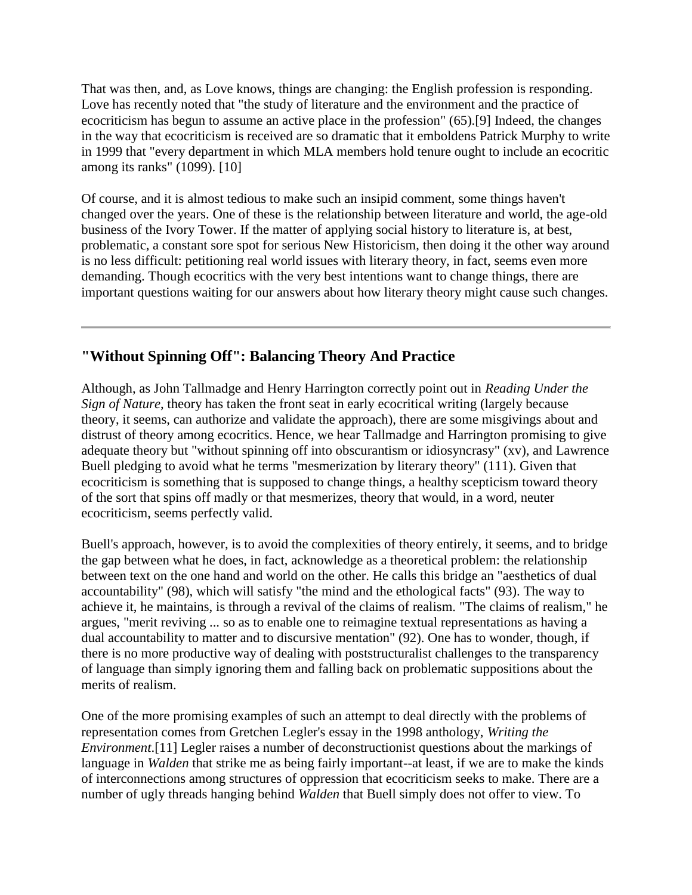That was then, and, as Love knows, things are changing: the English profession is responding. Love has recently noted that "the study of literature and the environment and the practice of ecocriticism has begun to assume an active place in the profession" (65).[9] Indeed, the changes in the way that ecocriticism is received are so dramatic that it emboldens Patrick Murphy to write in 1999 that "every department in which MLA members hold tenure ought to include an ecocritic among its ranks" (1099). [10]

Of course, and it is almost tedious to make such an insipid comment, some things haven't changed over the years. One of these is the relationship between literature and world, the age-old business of the Ivory Tower. If the matter of applying social history to literature is, at best, problematic, a constant sore spot for serious New Historicism, then doing it the other way around is no less difficult: petitioning real world issues with literary theory, in fact, seems even more demanding. Though ecocritics with the very best intentions want to change things, there are important questions waiting for our answers about how literary theory might cause such changes.

---

## "Without Spinning Off": Balancing Theory And Practice

Although, as John Tallmadge and Henry Harrington correctly point out in *Reading Under the Sign of Nature*, theory has taken the front seat in early ecocritical writing (largely because theory, it seems, can authorize and validate the approach), there are some misgivings about and distrust of theory among ecocritics. Hence, we hear Tallmadge and Harrington promising to give adequate theory but "without spinning off into obscurantism or idiosyncrasy" (xv), and Lawrence Buell pledging to avoid what he terms "mesmerization by literary theory" (111). Given that ecocriticism is something that is supposed to change things, a healthy scepticism toward theory of the sort that spins off madly or that mesmerizes, theory that would, in a word, neuter ecocriticism, seems perfectly valid.

Buell's approach, however, is to avoid the complexities of theory entirely, it seems, and to bridge the gap between what he does, in fact, acknowledge as a theoretical problem: the relationship between text on the one hand and world on the other. He calls this bridge an "aesthetics of dual accountability" (98), which will satisfy "the mind and the ethological facts" (93). The way to achieve it, he maintains, is through a revival of the claims of realism. "The claims of realism," he argues, "merit reviving ... so as to enable one to reimagine textual representations as having a dual accountability to matter and to discursive mentation" (92). One has to wonder, though, if there is no more productive way of dealing with poststructuralist challenges to the transparency of language than simply ignoring them and falling back on problematic suppositions about the merits of realism.

One of the more promising examples of such an attempt to deal directly with the problems of representation comes from Gretchen Legler's essay in the 1998 anthology, *Writing the Environment*.[11] Legler raises a number of deconstructionist questions about the markings of language in *Walden* that strike me as being fairly important--at least, if we are to make the kinds of interconnections among structures of oppression that ecocriticism seeks to make. There are a number of ugly threads hanging behind *Walden* that Buell simply does not offer to view. To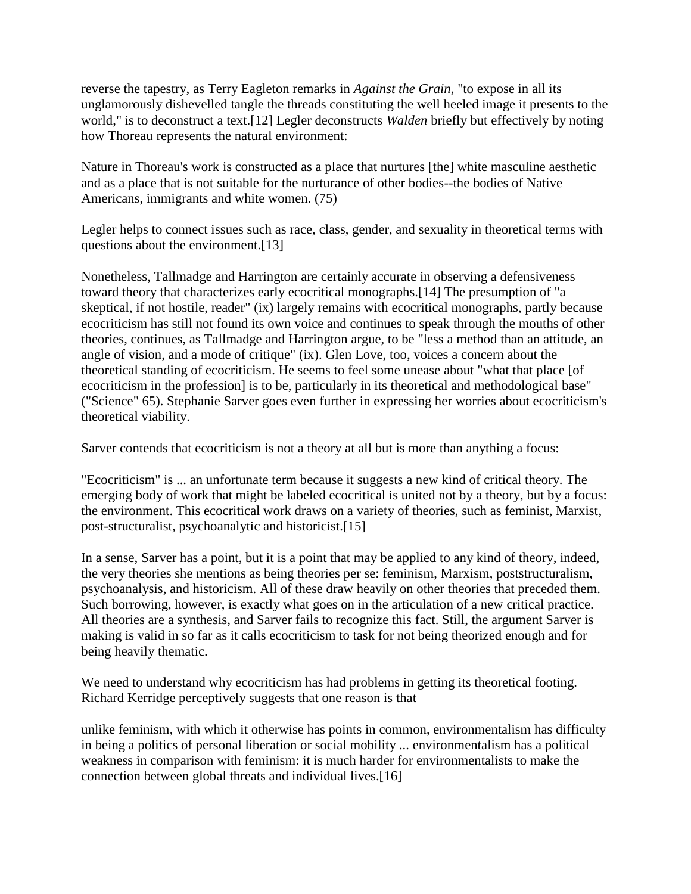reverse the tapestry, as Terry Eagleton remarks in *Against the Grain*, "to expose in all its unglamorously dishevelled tangle the threads constituting the well heeled image it presents to the world," is to deconstruct a text.[12] Legler deconstructs *Walden* briefly but effectively by noting how Thoreau represents the natural environment:

Nature in Thoreau's work is constructed as a place that nurtures [the] white masculine aesthetic and as a place that is not suitable for the nurturance of other bodies--the bodies of Native Americans, immigrants and white women. (75)

Legler helps to connect issues such as race, class, gender, and sexuality in theoretical terms with questions about the environment.[13]

Nonetheless, Tallmadge and Harrington are certainly accurate in observing a defensiveness toward theory that characterizes early ecocritical monographs.[14] The presumption of "a skeptical, if not hostile, reader" (ix) largely remains with ecocritical monographs, partly because ecocriticism has still not found its own voice and continues to speak through the mouths of other theories, continues, as Tallmadge and Harrington argue, to be "less a method than an attitude, an angle of vision, and a mode of critique" (ix). Glen Love, too, voices a concern about the theoretical standing of ecocriticism. He seems to feel some unease about "what that place [of ecocriticism in the profession] is to be, particularly in its theoretical and methodological base" ("Science" 65). Stephanie Sarver goes even further in expressing her worries about ecocriticism's theoretical viability.

Sarver contends that ecocriticism is not a theory at all but is more than anything a focus:

"Ecocriticism" is ... an unfortunate term because it suggests a new kind of critical theory. The emerging body of work that might be labeled ecocritical is united not by a theory, but by a focus: the environment. This ecocritical work draws on a variety of theories, such as feminist, Marxist, post-structuralist, psychoanalytic and historicist.[15]

In a sense, Sarver has a point, but it is a point that may be applied to any kind of theory, indeed, the very theories she mentions as being theories per se: feminism, Marxism, poststructuralism, psychoanalysis, and historicism. All of these draw heavily on other theories that preceded them. Such borrowing, however, is exactly what goes on in the articulation of a new critical practice. All theories are a synthesis, and Sarver fails to recognize this fact. Still, the argument Sarver is making is valid in so far as it calls ecocriticism to task for not being theorized enough and for being heavily thematic.

We need to understand why ecocriticism has had problems in getting its theoretical footing. Richard Kerridge perceptively suggests that one reason is that

unlike feminism, with which it otherwise has points in common, environmentalism has difficulty in being a politics of personal liberation or social mobility ... environmentalism has a political weakness in comparison with feminism: it is much harder for environmentalists to make the connection between global threats and individual lives.[16]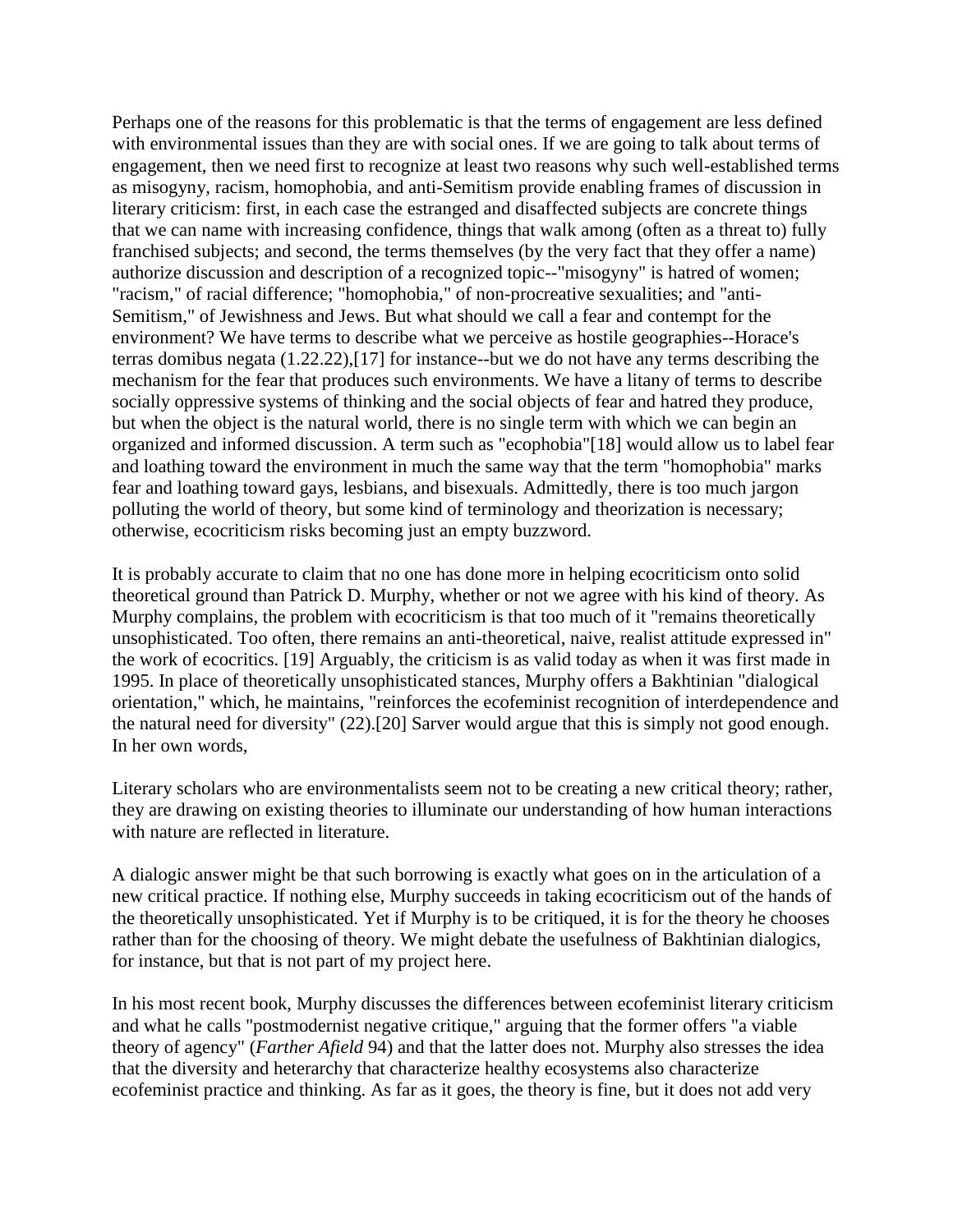Perhaps one of the reasons for this problematic is that the terms of engagement are less defined with environmental issues than they are with social ones. If we are going to talk about terms of engagement, then we need first to recognize at least two reasons why such well-established terms as misogyny, racism, homophobia, and anti-Semitism provide enabling frames of discussion in literary criticism: first, in each case the estranged and disaffected subjects are concrete things that we can name with increasing confidence, things that walk among (often as a threat to) fully franchised subjects; and second, the terms themselves (by the very fact that they offer a name) authorize discussion and description of a recognized topic--"misogyny" is hatred of women; "racism," of racial difference; "homophobia," of non-procreative sexualities; and "anti-Semitism," of Jewishness and Jews. But what should we call a fear and contempt for the environment? We have terms to describe what we perceive as hostile geographies--Horace's terras domibus negata (1.22.22),[17] for instance--but we do not have any terms describing the mechanism for the fear that produces such environments. We have a litany of terms to describe socially oppressive systems of thinking and the social objects of fear and hatred they produce, but when the object is the natural world, there is no single term with which we can begin an organized and informed discussion. A term such as "ecophobia"[18] would allow us to label fear and loathing toward the environment in much the same way that the term "homophobia" marks fear and loathing toward gays, lesbians, and bisexuals. Admittedly, there is too much jargon polluting the world of theory, but some kind of terminology and theorization is necessary; otherwise, ecocriticism risks becoming just an empty buzzword.

It is probably accurate to claim that no one has done more in helping ecocriticism onto solid theoretical ground than Patrick D. Murphy, whether or not we agree with his kind of theory. As Murphy complains, the problem with ecocriticism is that too much of it "remains theoretically unsophisticated. Too often, there remains an anti-theoretical, naive, realist attitude expressed in" the work of ecocritics. [19] Arguably, the criticism is as valid today as when it was first made in 1995. In place of theoretically unsophisticated stances, Murphy offers a Bakhtinian "dialogical orientation," which, he maintains, "reinforces the ecofeminist recognition of interdependence and the natural need for diversity" (22).[20] Sarver would argue that this is simply not good enough. In her own words,

Literary scholars who are environmentalists seem not to be creating a new critical theory; rather, they are drawing on existing theories to illuminate our understanding of how human interactions with nature are reflected in literature.

A dialogic answer might be that such borrowing is exactly what goes on in the articulation of a new critical practice. If nothing else, Murphy succeeds in taking ecocriticism out of the hands of the theoretically unsophisticated. Yet if Murphy is to be critiqued, it is for the theory he chooses rather than for the choosing of theory. We might debate the usefulness of Bakhtinian dialogics, for instance, but that is not part of my project here.

In his most recent book, Murphy discusses the differences between ecofeminist literary criticism and what he calls "postmodernist negative critique," arguing that the former offers "a viable theory of agency" (*Farther Afield* 94) and that the latter does not. Murphy also stresses the idea that the diversity and heterarchy that characterize healthy ecosystems also characterize ecofeminist practice and thinking. As far as it goes, the theory is fine, but it does not add very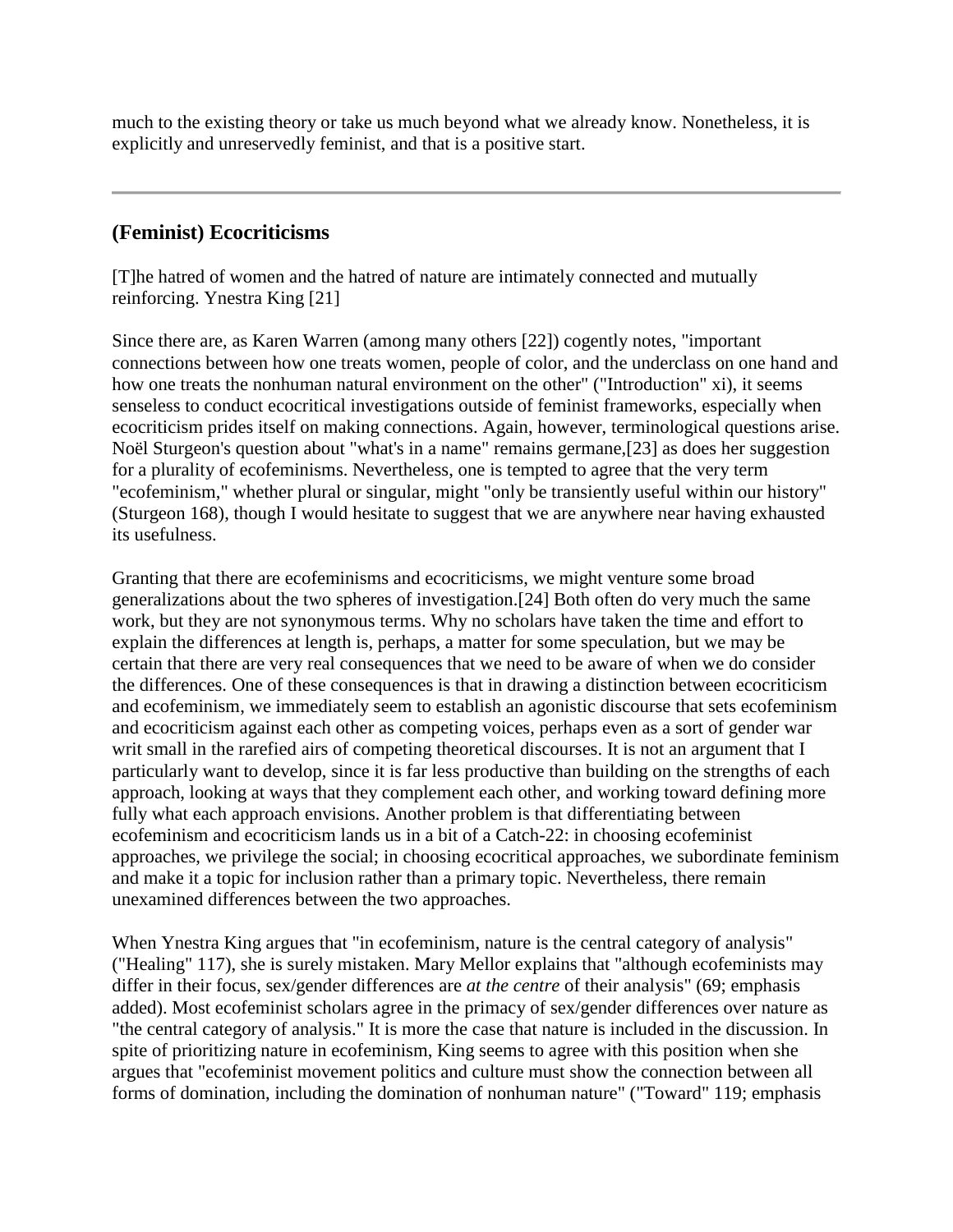much to the existing theory or take us much beyond what we already know. Nonetheless, it is explicitly and unreservedly feminist, and that is a positive start.

---

## (Feminist) Ecocriticisms

[T]he hatred of women and the hatred of nature are intimately connected and mutually reinforcing. Ynestra King [21]

Since there are, as Karen Warren (among many others [22]) cogently notes, "important connections between how one treats women, people of color, and the underclass on one hand and how one treats the nonhuman natural environment on the other" ("Introduction" xi), it seems senseless to conduct ecocritical investigations outside of feminist frameworks, especially when ecocriticism prides itself on making connections. Again, however, terminological questions arise. Noël Sturgeon's question about "what's in a name" remains germane,[23] as does her suggestion for a plurality of ecofeminisms. Nevertheless, one is tempted to agree that the very term "ecofeminism," whether plural or singular, might "only be transiently useful within our history" (Sturgeon 168), though I would hesitate to suggest that we are anywhere near having exhausted its usefulness.

Granting that there are ecofeminisms and ecocriticisms, we might venture some broad generalizations about the two spheres of investigation.[24] Both often do very much the same work, but they are not synonymous terms. Why no scholars have taken the time and effort to explain the differences at length is, perhaps, a matter for some speculation, but we may be certain that there are very real consequences that we need to be aware of when we do consider the differences. One of these consequences is that in drawing a distinction between ecocriticism and ecofeminism, we immediately seem to establish an agonistic discourse that sets ecofeminism and ecocriticism against each other as competing voices, perhaps even as a sort of gender war writ small in the rarefied airs of competing theoretical discourses. It is not an argument that I particularly want to develop, since it is far less productive than building on the strengths of each approach, looking at ways that they complement each other, and working toward defining more fully what each approach envisions. Another problem is that differentiating between ecofeminism and ecocriticism lands us in a bit of a Catch-22: in choosing ecofeminist approaches, we privilege the social; in choosing ecocritical approaches, we subordinate feminism and make it a topic for inclusion rather than a primary topic. Nevertheless, there remain unexamined differences between the two approaches.

When Ynestra King argues that "in ecofeminism, nature is the central category of analysis" ("Healing" 117), she is surely mistaken. Mary Mellor explains that "although ecofeminists may differ in their focus, sex/gender differences are *at the centre* of their analysis" (69; emphasis added). Most ecofeminist scholars agree in the primacy of sex/gender differences over nature as "the central category of analysis." It is more the case that nature is included in the discussion. In spite of prioritizing nature in ecofeminism, King seems to agree with this position when she argues that "ecofeminist movement politics and culture must show the connection between all forms of domination, including the domination of nonhuman nature" ("Toward" 119; emphasis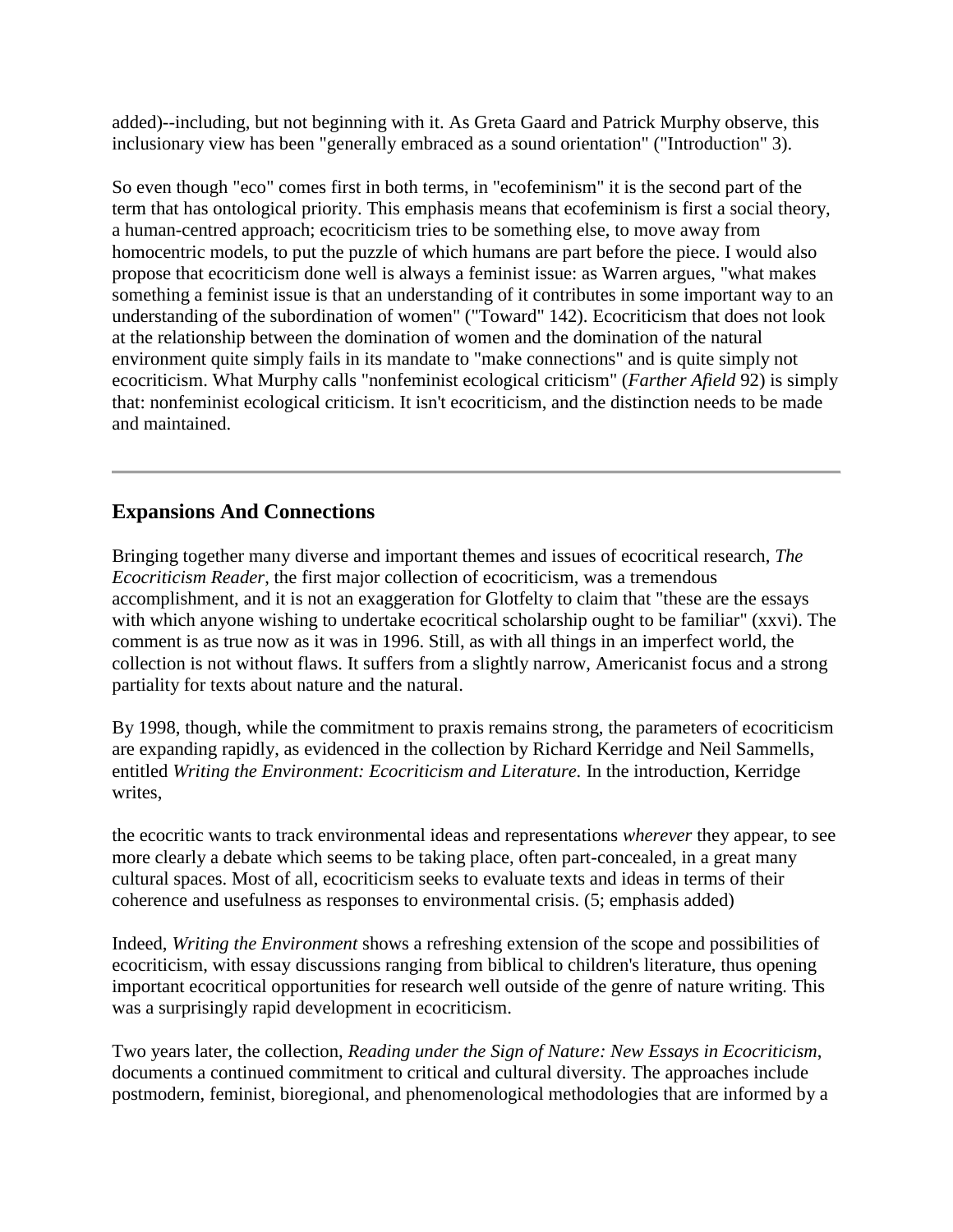added)--including, but not beginning with it. As Greta Gaard and Patrick Murphy observe, this inclusionary view has been "generally embraced as a sound orientation" ("Introduction" 3).

So even though "eco" comes first in both terms, in "ecofeminism" it is the second part of the term that has ontological priority. This emphasis means that ecofeminism is first a social theory, a human-centred approach; ecocriticism tries to be something else, to move away from homocentric models, to put the puzzle of which humans are part before the piece. I would also propose that ecocriticism done well is always a feminist issue: as Warren argues, "what makes something a feminist issue is that an understanding of it contributes in some important way to an understanding of the subordination of women" ("Toward" 142). Ecocriticism that does not look at the relationship between the domination of women and the domination of the natural environment quite simply fails in its mandate to "make connections" and is quite simply not ecocriticism. What Murphy calls "nonfeminist ecological criticism" (*Farther Afield* 92) is simply that: nonfeminist ecological criticism. It isn't ecocriticism, and the distinction needs to be made and maintained.

---

## Expansions And Connections

Bringing together many diverse and important themes and issues of ecocritical research, *The Ecocriticism Reader*, the first major collection of ecocriticism, was a tremendous accomplishment, and it is not an exaggeration for Glotfelty to claim that "these are the essays with which anyone wishing to undertake ecocritical scholarship ought to be familiar" (xxvi). The comment is as true now as it was in 1996. Still, as with all things in an imperfect world, the collection is not without flaws. It suffers from a slightly narrow, Americanist focus and a strong partiality for texts about nature and the natural.

By 1998, though, while the commitment to praxis remains strong, the parameters of ecocriticism are expanding rapidly, as evidenced in the collection by Richard Kerridge and Neil Sammells, entitled *Writing the Environment: Ecocriticism and Literature.* In the introduction, Kerridge writes,

the ecocritic wants to track environmental ideas and representations *wherever* they appear, to see more clearly a debate which seems to be taking place, often part-concealed, in a great many cultural spaces. Most of all, ecocriticism seeks to evaluate texts and ideas in terms of their coherence and usefulness as responses to environmental crisis. (5; emphasis added)

Indeed, *Writing the Environment* shows a refreshing extension of the scope and possibilities of ecocriticism, with essay discussions ranging from biblical to children's literature, thus opening important ecocritical opportunities for research well outside of the genre of nature writing. This was a surprisingly rapid development in ecocriticism.

Two years later, the collection, *Reading under the Sign of Nature: New Essays in Ecocriticism*, documents a continued commitment to critical and cultural diversity. The approaches include postmodern, feminist, bioregional, and phenomenological methodologies that are informed by a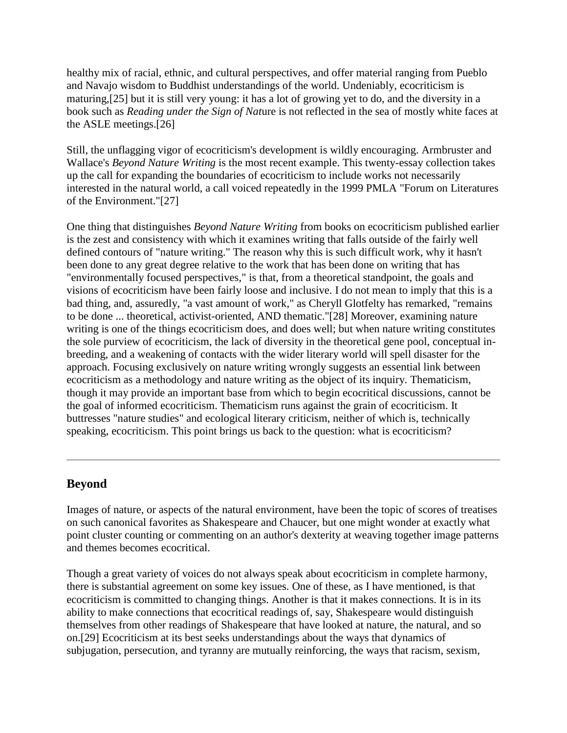healthy mix of racial, ethnic, and cultural perspectives, and offer material ranging from Pueblo and Navajo wisdom to Buddhist understandings of the world. Undeniably, ecocriticism is maturing,[25] but it is still very young: it has a lot of growing yet to do, and the diversity in a book such as *Reading under the Sign of Nat*ure is not reflected in the sea of mostly white faces at the ASLE meetings.[26]

Still, the unflagging vigor of ecocriticism's development is wildly encouraging. Armbruster and Wallace's *Beyond Nature Writing* is the most recent example. This twenty-essay collection takes up the call for expanding the boundaries of ecocriticism to include works not necessarily interested in the natural world, a call voiced repeatedly in the 1999 PMLA "Forum on Literatures of the Environment."[27]

One thing that distinguishes *Beyond Nature Writing* from books on ecocriticism published earlier is the zest and consistency with which it examines writing that falls outside of the fairly well defined contours of "nature writing." The reason why this is such difficult work, why it hasn't been done to any great degree relative to the work that has been done on writing that has "environmentally focused perspectives," is that, from a theoretical standpoint, the goals and visions of ecocriticism have been fairly loose and inclusive. I do not mean to imply that this is a bad thing, and, assuredly, "a vast amount of work," as Cheryll Glotfelty has remarked, "remains to be done ... theoretical, activist-oriented, AND thematic."[28] Moreover, examining nature writing is one of the things ecocriticism does, and does well; but when nature writing constitutes the sole purview of ecocriticism, the lack of diversity in the theoretical gene pool, conceptual in-breeding, and a weakening of contacts with the wider literary world will spell disaster for the approach. Focusing exclusively on nature writing wrongly suggests an essential link between ecocriticism as a methodology and nature writing as the object of its inquiry. Thematicism, though it may provide an important base from which to begin ecocritical discussions, cannot be the goal of informed ecocriticism. Thematicism runs against the grain of ecocriticism. It buttresses "nature studies" and ecological literary criticism, neither of which is, technically speaking, ecocriticism. This point brings us back to the question: what is ecocriticism?

---

## Beyond

Images of nature, or aspects of the natural environment, have been the topic of scores of treatises on such canonical favorites as Shakespeare and Chaucer, but one might wonder at exactly what point cluster counting or commenting on an author's dexterity at weaving together image patterns and themes becomes ecocritical.

Though a great variety of voices do not always speak about ecocriticism in complete harmony, there is substantial agreement on some key issues. One of these, as I have mentioned, is that ecocriticism is committed to changing things. Another is that it makes connections. It is in its ability to make connections that ecocritical readings of, say, Shakespeare would distinguish themselves from other readings of Shakespeare that have looked at nature, the natural, and so on.[29] Ecocriticism at its best seeks understandings about the ways that dynamics of subjugation, persecution, and tyranny are mutually reinforcing, the ways that racism, sexism,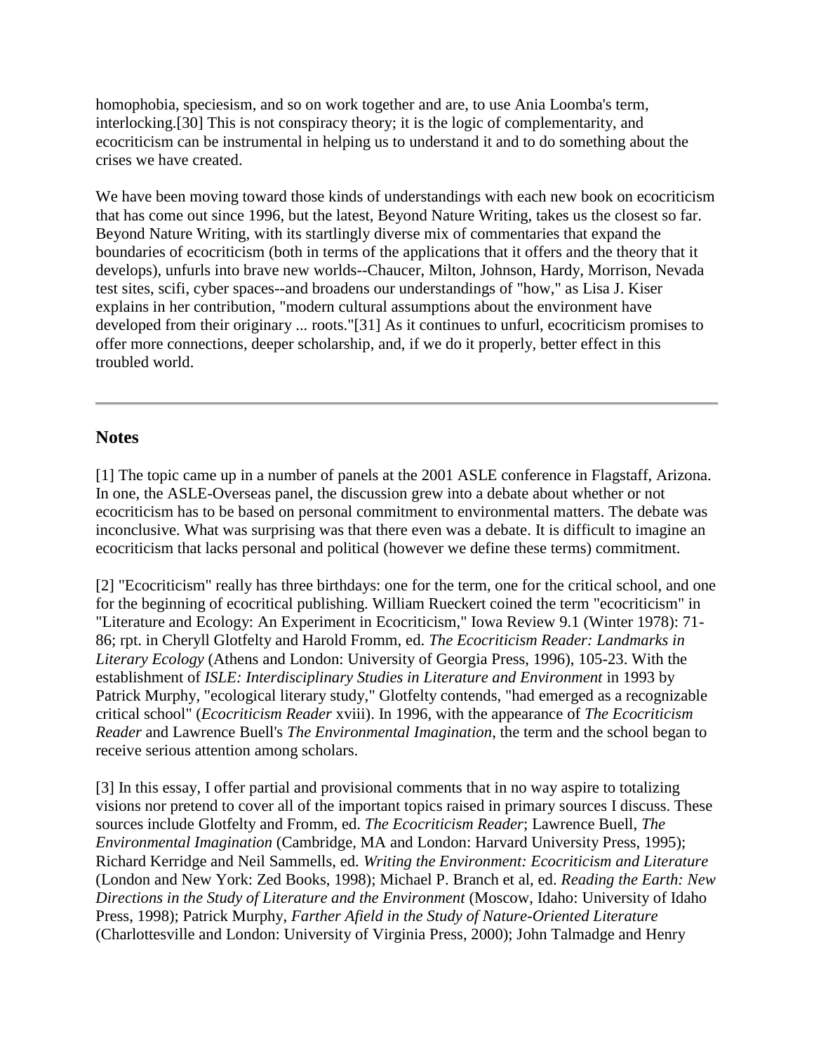homophobia, speciesism, and so on work together and are, to use Ania Loomba's term, interlocking.[30] This is not conspiracy theory; it is the logic of complementarity, and ecocriticism can be instrumental in helping us to understand it and to do something about the crises we have created.

We have been moving toward those kinds of understandings with each new book on ecocriticism that has come out since 1996, but the latest, Beyond Nature Writing, takes us the closest so far. Beyond Nature Writing, with its startlingly diverse mix of commentaries that expand the boundaries of ecocriticism (both in terms of the applications that it offers and the theory that it develops), unfurls into brave new worlds--Chaucer, Milton, Johnson, Hardy, Morrison, Nevada test sites, scifi, cyber spaces--and broadens our understandings of "how," as Lisa J. Kiser explains in her contribution, "modern cultural assumptions about the environment have developed from their originary ... roots."[31] As it continues to unfurl, ecocriticism promises to offer more connections, deeper scholarship, and, if we do it properly, better effect in this troubled world.

---

## Notes

[1] The topic came up in a number of panels at the 2001 ASLE conference in Flagstaff, Arizona. In one, the ASLE-Overseas panel, the discussion grew into a debate about whether or not ecocriticism has to be based on personal commitment to environmental matters. The debate was inconclusive. What was surprising was that there even was a debate. It is difficult to imagine an ecocriticism that lacks personal and political (however we define these terms) commitment.

[2] "Ecocriticism" really has three birthdays: one for the term, one for the critical school, and one for the beginning of ecocritical publishing. William Rueckert coined the term "ecocriticism" in "Literature and Ecology: An Experiment in Ecocriticism," Iowa Review 9.1 (Winter 1978): 71-86; rpt. in Cheryll Glotfelty and Harold Fromm, ed. *The Ecocriticism Reader: Landmarks in Literary Ecology* (Athens and London: University of Georgia Press, 1996), 105-23. With the establishment of *ISLE: Interdisciplinary Studies in Literature and Environment* in 1993 by Patrick Murphy, "ecological literary study," Glotfelty contends, "had emerged as a recognizable critical school" (*Ecocriticism Reader* xviii). In 1996, with the appearance of *The Ecocriticism Reader* and Lawrence Buell's *The Environmental Imagination*, the term and the school began to receive serious attention among scholars.

[3] In this essay, I offer partial and provisional comments that in no way aspire to totalizing visions nor pretend to cover all of the important topics raised in primary sources I discuss. These sources include Glotfelty and Fromm, ed. *The Ecocriticism Reader*; Lawrence Buell, *The Environmental Imagination* (Cambridge, MA and London: Harvard University Press, 1995); Richard Kerridge and Neil Sammells, ed. *Writing the Environment: Ecocriticism and Literature* (London and New York: Zed Books, 1998); Michael P. Branch et al, ed. *Reading the Earth: New Directions in the Study of Literature and the Environment* (Moscow, Idaho: University of Idaho Press, 1998); Patrick Murphy, *Farther Afield in the Study of Nature-Oriented Literature* (Charlottesville and London: University of Virginia Press, 2000); John Talmadge and Henry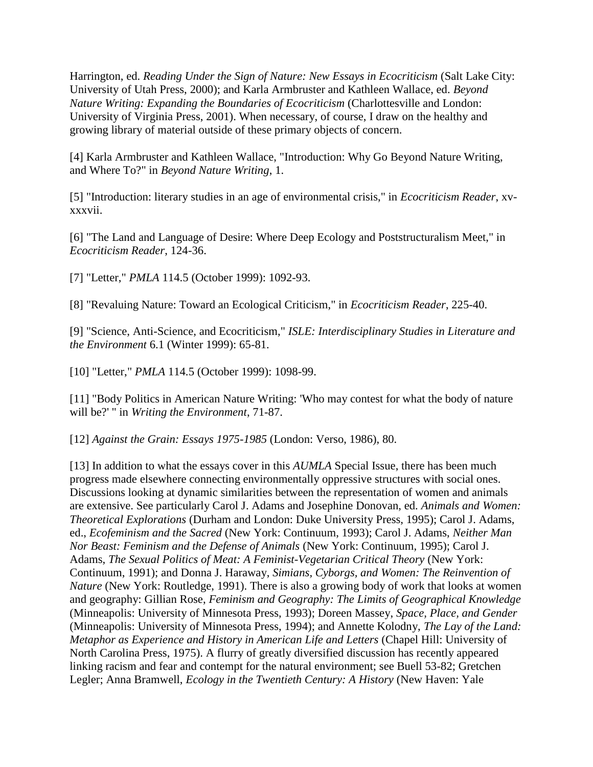Harrington, ed. *Reading Under the Sign of Nature: New Essays in Ecocriticism* (Salt Lake City: University of Utah Press, 2000); and Karla Armbruster and Kathleen Wallace, ed. *Beyond Nature Writing: Expanding the Boundaries of Ecocriticism* (Charlottesville and London: University of Virginia Press, 2001). When necessary, of course, I draw on the healthy and growing library of material outside of these primary objects of concern.

[4] Karla Armbruster and Kathleen Wallace, "Introduction: Why Go Beyond Nature Writing, and Where To?" in *Beyond Nature Writing*, 1.

[5] "Introduction: literary studies in an age of environmental crisis," in *Ecocriticism Reader*, xv-xxxvii.

[6] "The Land and Language of Desire: Where Deep Ecology and Poststructuralism Meet," in *Ecocriticism Reader*, 124-36.

[7] "Letter," *PMLA* 114.5 (October 1999): 1092-93.

[8] "Revaluing Nature: Toward an Ecological Criticism," in *Ecocriticism Reader*, 225-40.

[9] "Science, Anti-Science, and Ecocriticism," *ISLE: Interdisciplinary Studies in Literature and the Environment* 6.1 (Winter 1999): 65-81.

[10] "Letter," *PMLA* 114.5 (October 1999): 1098-99.

[11] "Body Politics in American Nature Writing: 'Who may contest for what the body of nature will be?' " in *Writing the Environment*, 71-87.

[12] *Against the Grain: Essays 1975-1985* (London: Verso, 1986), 80.

[13] In addition to what the essays cover in this *AUMLA* Special Issue, there has been much progress made elsewhere connecting environmentally oppressive structures with social ones. Discussions looking at dynamic similarities between the representation of women and animals are extensive. See particularly Carol J. Adams and Josephine Donovan, ed. *Animals and Women: Theoretical Explorations* (Durham and London: Duke University Press, 1995); Carol J. Adams, ed., *Ecofeminism and the Sacred* (New York: Continuum, 1993); Carol J. Adams, *Neither Man Nor Beast: Feminism and the Defense of Animals* (New York: Continuum, 1995); Carol J. Adams, *The Sexual Politics of Meat: A Feminist-Vegetarian Critical Theory* (New York: Continuum, 1991); and Donna J. Haraway, *Simians, Cyborgs, and Women: The Reinvention of Nature* (New York: Routledge, 1991). There is also a growing body of work that looks at women and geography: Gillian Rose, *Feminism and Geography: The Limits of Geographical Knowledge* (Minneapolis: University of Minnesota Press, 1993); Doreen Massey, *Space, Place, and Gender* (Minneapolis: University of Minnesota Press, 1994); and Annette Kolodny, *The Lay of the Land: Metaphor as Experience and History in American Life and Letters* (Chapel Hill: University of North Carolina Press, 1975). A flurry of greatly diversified discussion has recently appeared linking racism and fear and contempt for the natural environment; see Buell 53-82; Gretchen Legler; Anna Bramwell, *Ecology in the Twentieth Century: A History* (New Haven: Yale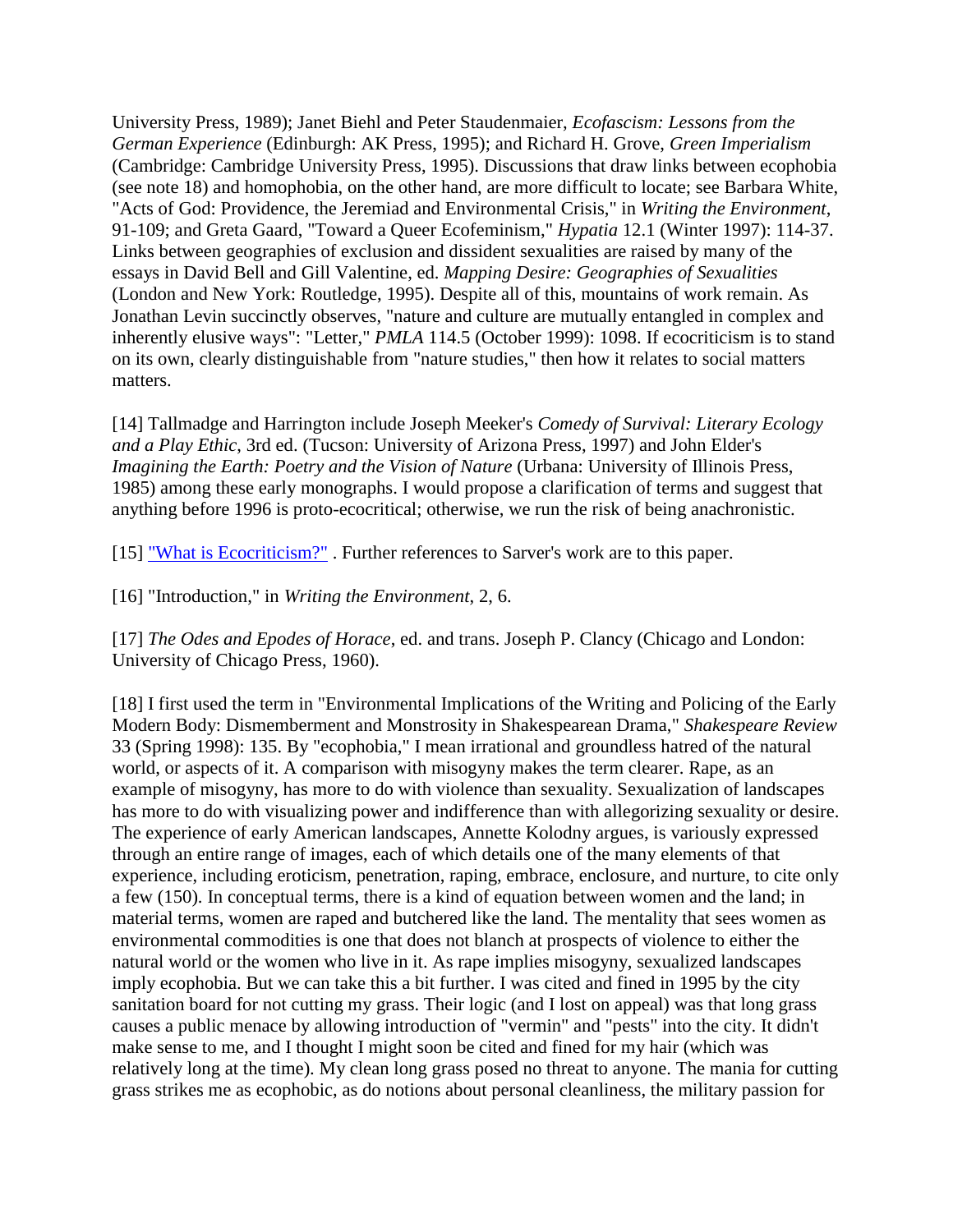University Press, 1989); Janet Biehl and Peter Staudenmaier, *Ecofascism: Lessons from the German Experience* (Edinburgh: AK Press, 1995); and Richard H. Grove, *Green Imperialism* (Cambridge: Cambridge University Press, 1995). Discussions that draw links between ecophobia (see note 18) and homophobia, on the other hand, are more difficult to locate; see Barbara White, "Acts of God: Providence, the Jeremiad and Environmental Crisis," in *Writing the Environment*, 91-109; and Greta Gaard, "Toward a Queer Ecofeminism," *Hypatia* 12.1 (Winter 1997): 114-37. Links between geographies of exclusion and dissident sexualities are raised by many of the essays in David Bell and Gill Valentine, ed. *Mapping Desire: Geographies of Sexualities* (London and New York: Routledge, 1995). Despite all of this, mountains of work remain. As Jonathan Levin succinctly observes, "nature and culture are mutually entangled in complex and inherently elusive ways": "Letter," *PMLA* 114.5 (October 1999): 1098. If ecocriticism is to stand on its own, clearly distinguishable from "nature studies," then how it relates to social matters matters.

[14] Tallmadge and Harrington include Joseph Meeker's *Comedy of Survival: Literary Ecology and a Play Ethic*, 3rd ed. (Tucson: University of Arizona Press, 1997) and John Elder's *Imagining the Earth: Poetry and the Vision of Nature* (Urbana: University of Illinois Press, 1985) among these early monographs. I would propose a clarification of terms and suggest that anything before 1996 is proto-ecocritical; otherwise, we run the risk of being anachronistic.

[15] "What is Ecocriticism?" . Further references to Sarver's work are to this paper.

[16] "Introduction," in *Writing the Environment*, 2, 6.

[17] *The Odes and Epodes of Horace*, ed. and trans. Joseph P. Clancy (Chicago and London: University of Chicago Press, 1960).

[18] I first used the term in "Environmental Implications of the Writing and Policing of the Early Modern Body: Dismemberment and Monstrosity in Shakespearean Drama," *Shakespeare Review* 33 (Spring 1998): 135. By "ecophobia," I mean irrational and groundless hatred of the natural world, or aspects of it. A comparison with misogyny makes the term clearer. Rape, as an example of misogyny, has more to do with violence than sexuality. Sexualization of landscapes has more to do with visualizing power and indifference than with allegorizing sexuality or desire. The experience of early American landscapes, Annette Kolodny argues, is variously expressed through an entire range of images, each of which details one of the many elements of that experience, including eroticism, penetration, raping, embrace, enclosure, and nurture, to cite only a few (150). In conceptual terms, there is a kind of equation between women and the land; in material terms, women are raped and butchered like the land. The mentality that sees women as environmental commodities is one that does not blanch at prospects of violence to either the natural world or the women who live in it. As rape implies misogyny, sexualized landscapes imply ecophobia. But we can take this a bit further. I was cited and fined in 1995 by the city sanitation board for not cutting my grass. Their logic (and I lost on appeal) was that long grass causes a public menace by allowing introduction of "vermin" and "pests" into the city. It didn't make sense to me, and I thought I might soon be cited and fined for my hair (which was relatively long at the time). My clean long grass posed no threat to anyone. The mania for cutting grass strikes me as ecophobic, as do notions about personal cleanliness, the military passion for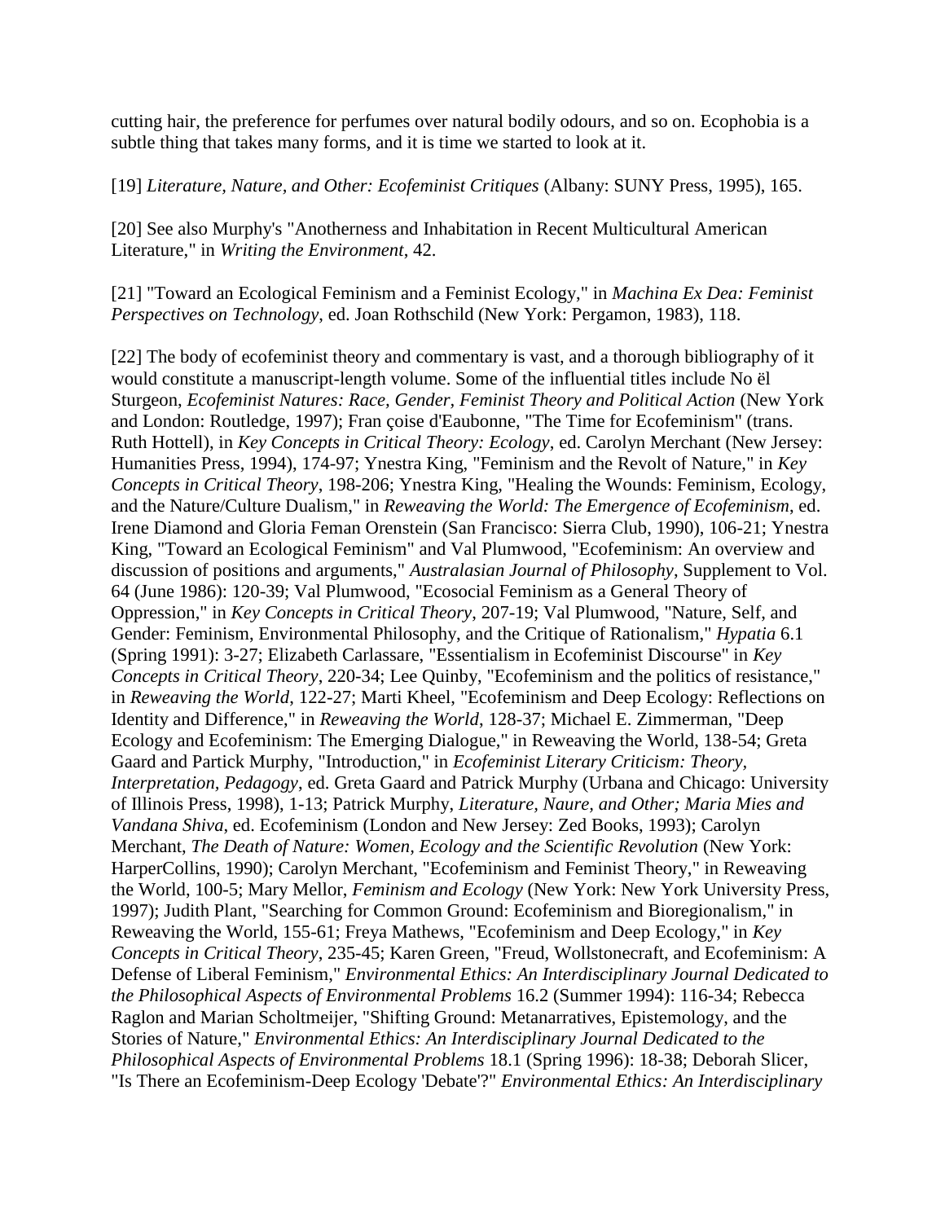cutting hair, the preference for perfumes over natural bodily odours, and so on. Ecophobia is a subtle thing that takes many forms, and it is time we started to look at it.

[19] *Literature, Nature, and Other: Ecofeminist Critiques* (Albany: SUNY Press, 1995), 165.

[20] See also Murphy's "Anotherness and Inhabitation in Recent Multicultural American Literature," in *Writing the Environment*, 42.

[21] "Toward an Ecological Feminism and a Feminist Ecology," in *Machina Ex Dea: Feminist Perspectives on Technology*, ed. Joan Rothschild (New York: Pergamon, 1983), 118.

[22] The body of ecofeminist theory and commentary is vast, and a thorough bibliography of it would constitute a manuscript-length volume. Some of the influential titles include No ël Sturgeon, *Ecofeminist Natures: Race, Gender, Feminist Theory and Political Action* (New York and London: Routledge, 1997); Fran çoise d'Eaubonne, "The Time for Ecofeminism" (trans. Ruth Hottell), in *Key Concepts in Critical Theory: Ecology*, ed. Carolyn Merchant (New Jersey: Humanities Press, 1994), 174-97; Ynestra King, "Feminism and the Revolt of Nature," in *Key Concepts in Critical Theory*, 198-206; Ynestra King, "Healing the Wounds: Feminism, Ecology, and the Nature/Culture Dualism," in *Reweaving the World: The Emergence of Ecofeminism*, ed. Irene Diamond and Gloria Feman Orenstein (San Francisco: Sierra Club, 1990), 106-21; Ynestra King, "Toward an Ecological Feminism" and Val Plumwood, "Ecofeminism: An overview and discussion of positions and arguments," *Australasian Journal of Philosophy*, Supplement to Vol. 64 (June 1986): 120-39; Val Plumwood, "Ecosocial Feminism as a General Theory of Oppression," in *Key Concepts in Critical Theory*, 207-19; Val Plumwood, "Nature, Self, and Gender: Feminism, Environmental Philosophy, and the Critique of Rationalism," *Hypatia* 6.1 (Spring 1991): 3-27; Elizabeth Carlassare, "Essentialism in Ecofeminist Discourse" in *Key Concepts in Critical Theory*, 220-34; Lee Quinby, "Ecofeminism and the politics of resistance," in *Reweaving the World*, 122-27; Marti Kheel, "Ecofeminism and Deep Ecology: Reflections on Identity and Difference," in *Reweaving the World*, 128-37; Michael E. Zimmerman, "Deep Ecology and Ecofeminism: The Emerging Dialogue," in Reweaving the World, 138-54; Greta Gaard and Partick Murphy, "Introduction," in *Ecofeminist Literary Criticism: Theory, Interpretation, Pedagogy*, ed. Greta Gaard and Patrick Murphy (Urbana and Chicago: University of Illinois Press, 1998), 1-13; Patrick Murphy, *Literature, Naure, and Other; Maria Mies and Vandana Shiva*, ed. Ecofeminism (London and New Jersey: Zed Books, 1993); Carolyn Merchant, *The Death of Nature: Women, Ecology and the Scientific Revolution* (New York: HarperCollins, 1990); Carolyn Merchant, "Ecofeminism and Feminist Theory," in Reweaving the World, 100-5; Mary Mellor, *Feminism and Ecology* (New York: New York University Press, 1997); Judith Plant, "Searching for Common Ground: Ecofeminism and Bioregionalism," in Reweaving the World, 155-61; Freya Mathews, "Ecofeminism and Deep Ecology," in *Key Concepts in Critical Theory*, 235-45; Karen Green, "Freud, Wollstonecraft, and Ecofeminism: A Defense of Liberal Feminism," *Environmental Ethics: An Interdisciplinary Journal Dedicated to the Philosophical Aspects of Environmental Problems* 16.2 (Summer 1994): 116-34; Rebecca Raglon and Marian Scholtmeijer, "Shifting Ground: Metanarratives, Epistemology, and the Stories of Nature," *Environmental Ethics: An Interdisciplinary Journal Dedicated to the Philosophical Aspects of Environmental Problems* 18.1 (Spring 1996): 18-38; Deborah Slicer, "Is There an Ecofeminism-Deep Ecology 'Debate'?" *Environmental Ethics: An Interdisciplinary*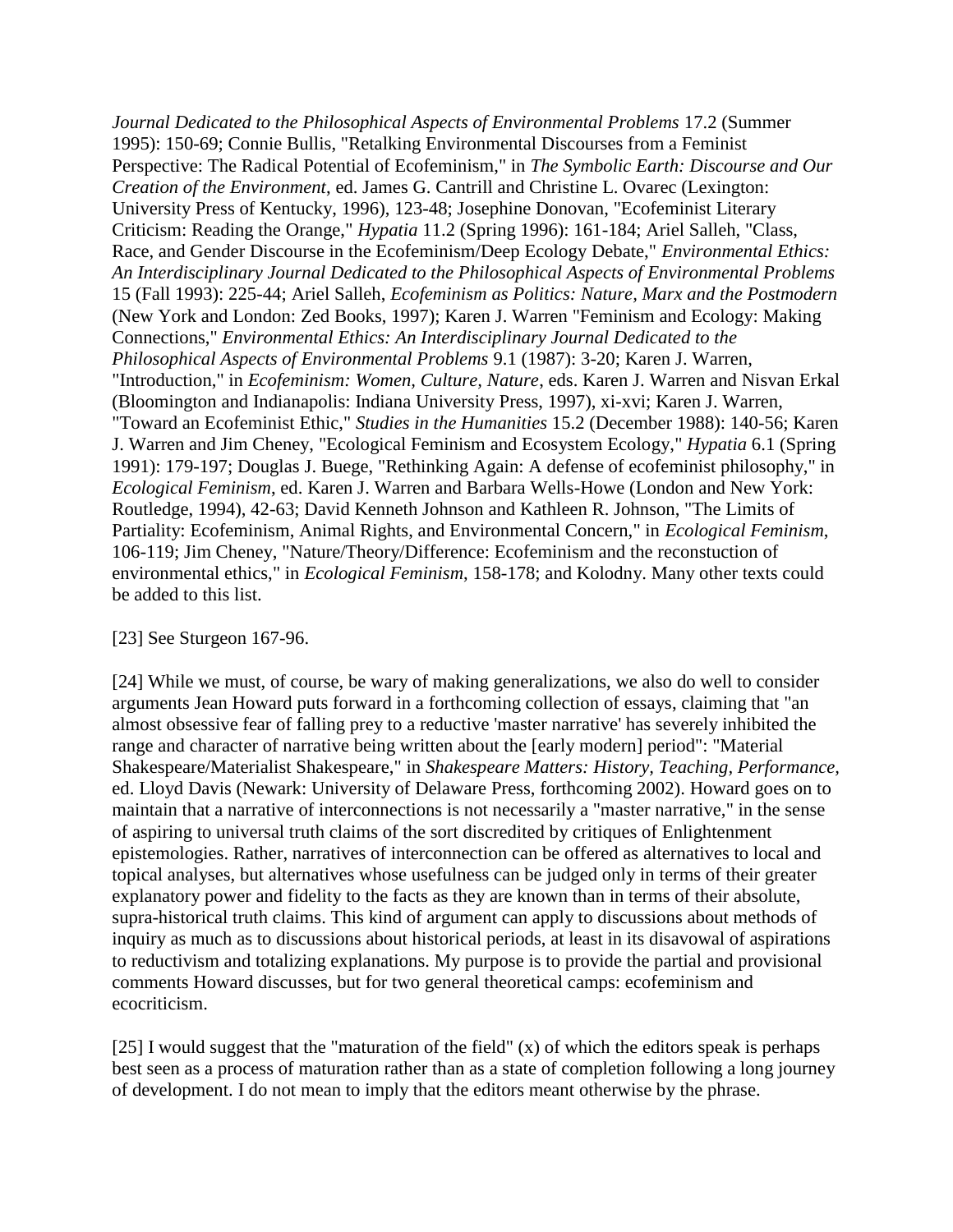*Journal Dedicated to the Philosophical Aspects of Environmental Problems* 17.2 (Summer 1995): 150-69; Connie Bullis, "Retalking Environmental Discourses from a Feminist Perspective: The Radical Potential of Ecofeminism," in *The Symbolic Earth: Discourse and Our Creation of the Environment*, ed. James G. Cantrill and Christine L. Ovarec (Lexington: University Press of Kentucky, 1996), 123-48; Josephine Donovan, "Ecofeminist Literary Criticism: Reading the Orange," *Hypatia* 11.2 (Spring 1996): 161-184; Ariel Salleh, "Class, Race, and Gender Discourse in the Ecofeminism/Deep Ecology Debate," *Environmental Ethics: An Interdisciplinary Journal Dedicated to the Philosophical Aspects of Environmental Problems* 15 (Fall 1993): 225-44; Ariel Salleh, *Ecofeminism as Politics: Nature, Marx and the Postmodern* (New York and London: Zed Books, 1997); Karen J. Warren "Feminism and Ecology: Making Connections," *Environmental Ethics: An Interdisciplinary Journal Dedicated to the Philosophical Aspects of Environmental Problems* 9.1 (1987): 3-20; Karen J. Warren, "Introduction," in *Ecofeminism: Women, Culture, Nature*, eds. Karen J. Warren and Nisvan Erkal (Bloomington and Indianapolis: Indiana University Press, 1997), xi-xvi; Karen J. Warren, "Toward an Ecofeminist Ethic," *Studies in the Humanities* 15.2 (December 1988): 140-56; Karen J. Warren and Jim Cheney, "Ecological Feminism and Ecosystem Ecology," *Hypatia* 6.1 (Spring 1991): 179-197; Douglas J. Buege, "Rethinking Again: A defense of ecofeminist philosophy," in *Ecological Feminism*, ed. Karen J. Warren and Barbara Wells-Howe (London and New York: Routledge, 1994), 42-63; David Kenneth Johnson and Kathleen R. Johnson, "The Limits of Partiality: Ecofeminism, Animal Rights, and Environmental Concern," in *Ecological Feminism*, 106-119; Jim Cheney, "Nature/Theory/Difference: Ecofeminism and the reconstuction of environmental ethics," in *Ecological Feminism*, 158-178; and Kolodny. Many other texts could be added to this list.

[23] See Sturgeon 167-96.

[24] While we must, of course, be wary of making generalizations, we also do well to consider arguments Jean Howard puts forward in a forthcoming collection of essays, claiming that "an almost obsessive fear of falling prey to a reductive 'master narrative' has severely inhibited the range and character of narrative being written about the [early modern] period": "Material Shakespeare/Materialist Shakespeare," in *Shakespeare Matters: History, Teaching, Performance*, ed. Lloyd Davis (Newark: University of Delaware Press, forthcoming 2002). Howard goes on to maintain that a narrative of interconnections is not necessarily a "master narrative," in the sense of aspiring to universal truth claims of the sort discredited by critiques of Enlightenment epistemologies. Rather, narratives of interconnection can be offered as alternatives to local and topical analyses, but alternatives whose usefulness can be judged only in terms of their greater explanatory power and fidelity to the facts as they are known than in terms of their absolute, supra-historical truth claims. This kind of argument can apply to discussions about methods of inquiry as much as to discussions about historical periods, at least in its disavowal of aspirations to reductivism and totalizing explanations. My purpose is to provide the partial and provisional comments Howard discusses, but for two general theoretical camps: ecofeminism and ecocriticism.

[25] I would suggest that the "maturation of the field" (x) of which the editors speak is perhaps best seen as a process of maturation rather than as a state of completion following a long journey of development. I do not mean to imply that the editors meant otherwise by the phrase.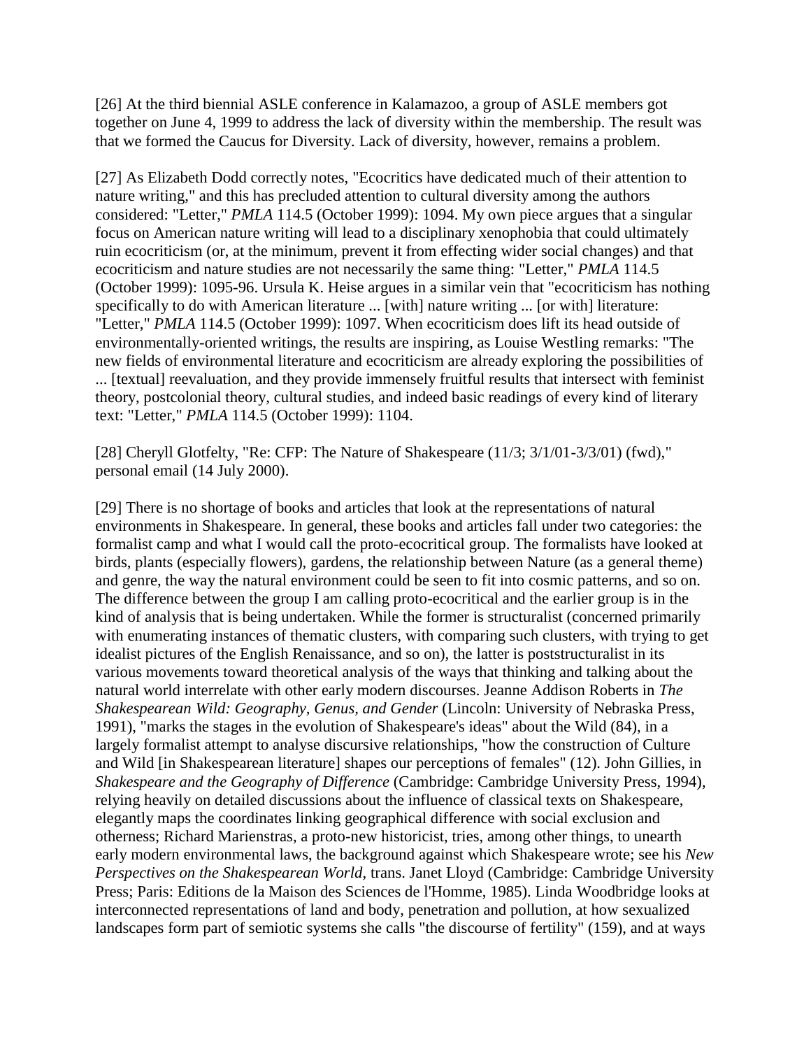[26] At the third biennial ASLE conference in Kalamazoo, a group of ASLE members got together on June 4, 1999 to address the lack of diversity within the membership. The result was that we formed the Caucus for Diversity. Lack of diversity, however, remains a problem.

[27] As Elizabeth Dodd correctly notes, "Ecocritics have dedicated much of their attention to nature writing," and this has precluded attention to cultural diversity among the authors considered: "Letter," *PMLA* 114.5 (October 1999): 1094. My own piece argues that a singular focus on American nature writing will lead to a disciplinary xenophobia that could ultimately ruin ecocriticism (or, at the minimum, prevent it from effecting wider social changes) and that ecocriticism and nature studies are not necessarily the same thing: "Letter," *PMLA* 114.5 (October 1999): 1095-96. Ursula K. Heise argues in a similar vein that "ecocriticism has nothing specifically to do with American literature ... [with] nature writing ... [or with] literature: "Letter," *PMLA* 114.5 (October 1999): 1097. When ecocriticism does lift its head outside of environmentally-oriented writings, the results are inspiring, as Louise Westling remarks: "The new fields of environmental literature and ecocriticism are already exploring the possibilities of ... [textual] reevaluation, and they provide immensely fruitful results that intersect with feminist theory, postcolonial theory, cultural studies, and indeed basic readings of every kind of literary text: "Letter," *PMLA* 114.5 (October 1999): 1104.

[28] Cheryll Glotfelty, "Re: CFP: The Nature of Shakespeare (11/3; 3/1/01-3/3/01) (fwd)," personal email (14 July 2000).

[29] There is no shortage of books and articles that look at the representations of natural environments in Shakespeare. In general, these books and articles fall under two categories: the formalist camp and what I would call the proto-ecocritical group. The formalists have looked at birds, plants (especially flowers), gardens, the relationship between Nature (as a general theme) and genre, the way the natural environment could be seen to fit into cosmic patterns, and so on. The difference between the group I am calling proto-ecocritical and the earlier group is in the kind of analysis that is being undertaken. While the former is structuralist (concerned primarily with enumerating instances of thematic clusters, with comparing such clusters, with trying to get idealist pictures of the English Renaissance, and so on), the latter is poststructuralist in its various movements toward theoretical analysis of the ways that thinking and talking about the natural world interrelate with other early modern discourses. Jeanne Addison Roberts in *The Shakespearean Wild: Geography, Genus, and Gender* (Lincoln: University of Nebraska Press, 1991), "marks the stages in the evolution of Shakespeare's ideas" about the Wild (84), in a largely formalist attempt to analyse discursive relationships, "how the construction of Culture and Wild [in Shakespearean literature] shapes our perceptions of females" (12). John Gillies, in *Shakespeare and the Geography of Difference* (Cambridge: Cambridge University Press, 1994), relying heavily on detailed discussions about the influence of classical texts on Shakespeare, elegantly maps the coordinates linking geographical difference with social exclusion and otherness; Richard Marienstras, a proto-new historicist, tries, among other things, to unearth early modern environmental laws, the background against which Shakespeare wrote; see his *New Perspectives on the Shakespearean World*, trans. Janet Lloyd (Cambridge: Cambridge University Press; Paris: Editions de la Maison des Sciences de l'Homme, 1985). Linda Woodbridge looks at interconnected representations of land and body, penetration and pollution, at how sexualized landscapes form part of semiotic systems she calls "the discourse of fertility" (159), and at ways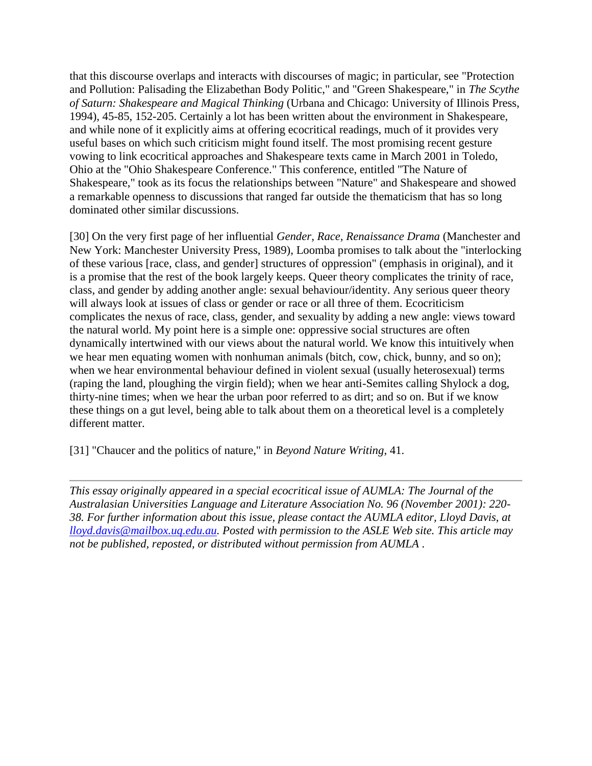that this discourse overlaps and interacts with discourses of magic; in particular, see "Protection and Pollution: Palisading the Elizabethan Body Politic," and "Green Shakespeare," in *The Scythe of Saturn: Shakespeare and Magical Thinking* (Urbana and Chicago: University of Illinois Press, 1994), 45-85, 152-205. Certainly a lot has been written about the environment in Shakespeare, and while none of it explicitly aims at offering ecocritical readings, much of it provides very useful bases on which such criticism might found itself. The most promising recent gesture vowing to link ecocritical approaches and Shakespeare texts came in March 2001 in Toledo, Ohio at the "Ohio Shakespeare Conference." This conference, entitled "The Nature of Shakespeare," took as its focus the relationships between "Nature" and Shakespeare and showed a remarkable openness to discussions that ranged far outside the thematicism that has so long dominated other similar discussions.

[30] On the very first page of her influential *Gender, Race, Renaissance Drama* (Manchester and New York: Manchester University Press, 1989), Loomba promises to talk about the "interlocking of these various [race, class, and gender] structures of oppression" (emphasis in original), and it is a promise that the rest of the book largely keeps. Queer theory complicates the trinity of race, class, and gender by adding another angle: sexual behaviour/identity. Any serious queer theory will always look at issues of class or gender or race or all three of them. Ecocriticism complicates the nexus of race, class, gender, and sexuality by adding a new angle: views toward the natural world. My point here is a simple one: oppressive social structures are often dynamically intertwined with our views about the natural world. We know this intuitively when we hear men equating women with nonhuman animals (bitch, cow, chick, bunny, and so on); when we hear environmental behaviour defined in violent sexual (usually heterosexual) terms (raping the land, ploughing the virgin field); when we hear anti-Semites calling Shylock a dog, thirty-nine times; when we hear the urban poor referred to as dirt; and so on. But if we know these things on a gut level, being able to talk about them on a theoretical level is a completely different matter.

[31] "Chaucer and the politics of nature," in *Beyond Nature Writing*, 41.

---

*This essay originally appeared in a special ecocritical issue of AUMLA: The Journal of the Australasian Universities Language and Literature Association No. 96 (November 2001): 220-38. For further information about this issue, please contact the AUMLA editor, Lloyd Davis, at lloyd.davis@mailbox.uq.edu.au. Posted with permission to the ASLE Web site. This article may not be published, reposted, or distributed without permission from AUMLA .*